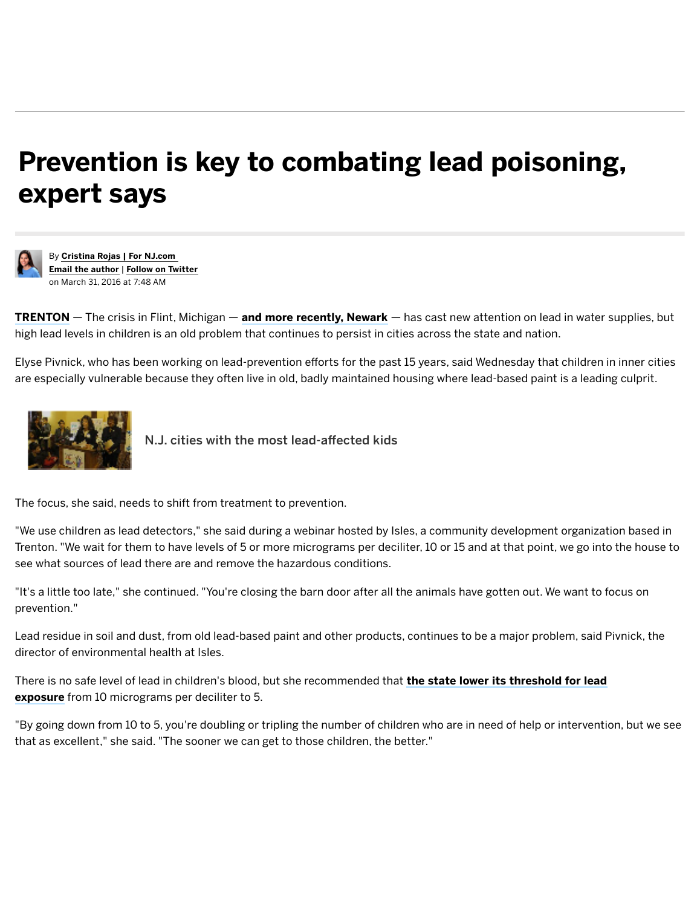# Prevention is key to combating lead poisoning, expert says

By **Cristina Rojas | For NJ.com**
**Email the author** | **Follow on Twitter**
on March 31, 2016 at 7:48 AM

**TRENTON** — The crisis in Flint, Michigan — **and more recently, Newark** — has cast new attention on lead in water supplies, but high lead levels in children is an old problem that continues to persist in cities across the state and nation.

Elyse Pivnick, who has been working on lead-prevention efforts for the past 15 years, said Wednesday that children in inner cities are especially vulnerable because they often live in old, badly maintained housing where lead-based paint is a leading culprit.

N.J. cities with the most lead-affected kids

The focus, she said, needs to shift from treatment to prevention.

"We use children as lead detectors," she said during a webinar hosted by Isles, a community development organization based in Trenton. "We wait for them to have levels of 5 or more micrograms per deciliter, 10 or 15 and at that point, we go into the house to see what sources of lead there are and remove the hazardous conditions.

"It's a little too late," she continued. "You're closing the barn door after all the animals have gotten out. We want to focus on prevention."

Lead residue in soil and dust, from old lead-based paint and other products, continues to be a major problem, said Pivnick, the director of environmental health at Isles.

There is no safe level of lead in children's blood, but she recommended that **the state lower its threshold for lead exposure** from 10 micrograms per deciliter to 5.

"By going down from 10 to 5, you're doubling or tripling the number of children who are in need of help or intervention, but we see that as excellent," she said. "The sooner we can get to those children, the better."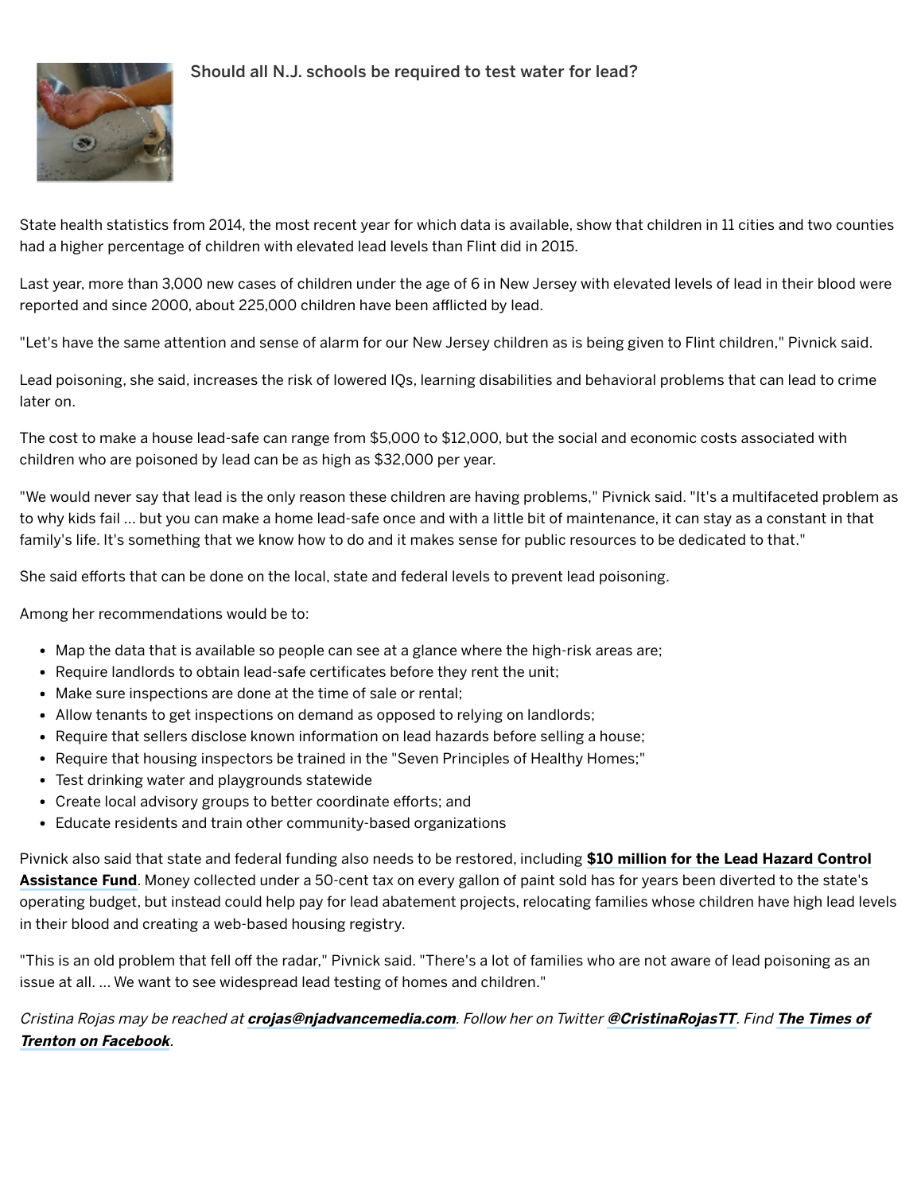Should all N.J. schools be required to test water for lead?

State health statistics from 2014, the most recent year for which data is available, show that children in 11 cities and two counties had a higher percentage of children with elevated lead levels than Flint did in 2015.

Last year, more than 3,000 new cases of children under the age of 6 in New Jersey with elevated levels of lead in their blood were reported and since 2000, about 225,000 children have been afflicted by lead.

"Let's have the same attention and sense of alarm for our New Jersey children as is being given to Flint children," Pivnick said.

Lead poisoning, she said, increases the risk of lowered IQs, learning disabilities and behavioral problems that can lead to crime later on.

The cost to make a house lead-safe can range from $5,000 to $12,000, but the social and economic costs associated with children who are poisoned by lead can be as high as $32,000 per year.

"We would never say that lead is the only reason these children are having problems," Pivnick said. "It's a multifaceted problem as to why kids fail ... but you can make a home lead-safe once and with a little bit of maintenance, it can stay as a constant in that family's life. It's something that we know how to do and it makes sense for public resources to be dedicated to that."

She said efforts that can be done on the local, state and federal levels to prevent lead poisoning.

Among her recommendations would be to:

- Map the data that is available so people can see at a glance where the high-risk areas are;
- Require landlords to obtain lead-safe certificates before they rent the unit;
- Make sure inspections are done at the time of sale or rental;
- Allow tenants to get inspections on demand as opposed to relying on landlords;
- Require that sellers disclose known information on lead hazards before selling a house;
- Require that housing inspectors be trained in the "Seven Principles of Healthy Homes;"
- Test drinking water and playgrounds statewide
- Create local advisory groups to better coordinate efforts; and
- Educate residents and train other community-based organizations

Pivnick also said that state and federal funding also needs to be restored, including **$10 million for the Lead Hazard Control Assistance Fund**. Money collected under a 50-cent tax on every gallon of paint sold has for years been diverted to the state's operating budget, but instead could help pay for lead abatement projects, relocating families whose children have high lead levels in their blood and creating a web-based housing registry.

"This is an old problem that fell off the radar," Pivnick said. "There's a lot of families who are not aware of lead poisoning as an issue at all. ... We want to see widespread lead testing of homes and children."

*Cristina Rojas may be reached at **crojas@njadvancemedia.com**. Follow her on Twitter **@CristinaRojasTT**. Find **The Times of Trenton on Facebook**.*